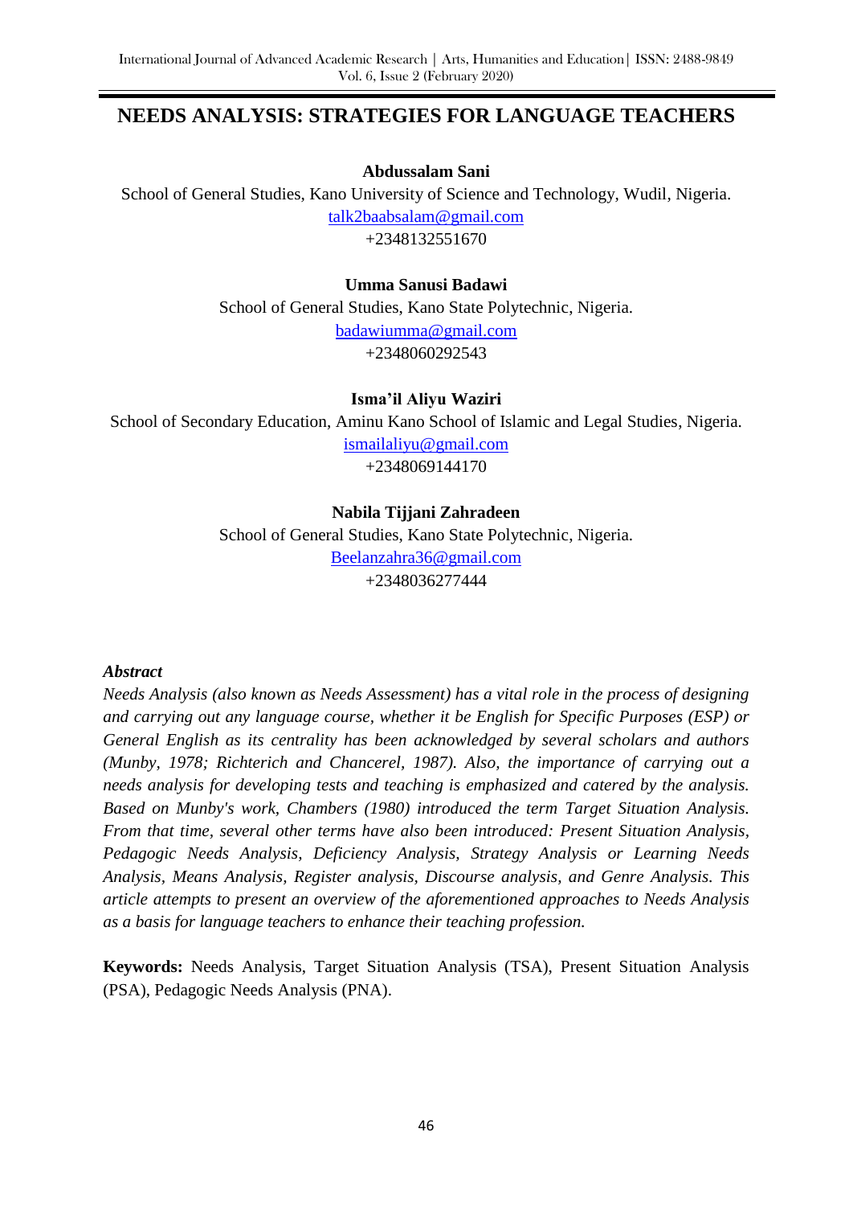# NEEDS ANALYSIS: STRATEGIES FOR LANGUAGE TEACHERS

**Abdussalam Sani**

School of General Studies, Kano University of Science and Technology, Wudil, Nigeria.
talk2baabsalam@gmail.com
+2348132551670

**Umma Sanusi Badawi**

School of General Studies, Kano State Polytechnic, Nigeria.
badawiumma@gmail.com
+2348060292543

**Isma'il Aliyu Waziri**

School of Secondary Education, Aminu Kano School of Islamic and Legal Studies, Nigeria.
ismailaliyu@gmail.com
+2348069144170

**Nabila Tijjani Zahradeen**

School of General Studies, Kano State Polytechnic, Nigeria.
Beelanzahra36@gmail.com
+2348036277444

### *Abstract*

*Needs Analysis (also known as Needs Assessment) has a vital role in the process of designing and carrying out any language course, whether it be English for Specific Purposes (ESP) or General English as its centrality has been acknowledged by several scholars and authors (Munby, 1978; Richterich and Chancerel, 1987). Also, the importance of carrying out a needs analysis for developing tests and teaching is emphasized and catered by the analysis. Based on Munby's work, Chambers (1980) introduced the term Target Situation Analysis. From that time, several other terms have also been introduced: Present Situation Analysis, Pedagogic Needs Analysis, Deficiency Analysis, Strategy Analysis or Learning Needs Analysis, Means Analysis, Register analysis, Discourse analysis, and Genre Analysis. This article attempts to present an overview of the aforementioned approaches to Needs Analysis as a basis for language teachers to enhance their teaching profession.*

**Keywords:** Needs Analysis, Target Situation Analysis (TSA), Present Situation Analysis (PSA), Pedagogic Needs Analysis (PNA).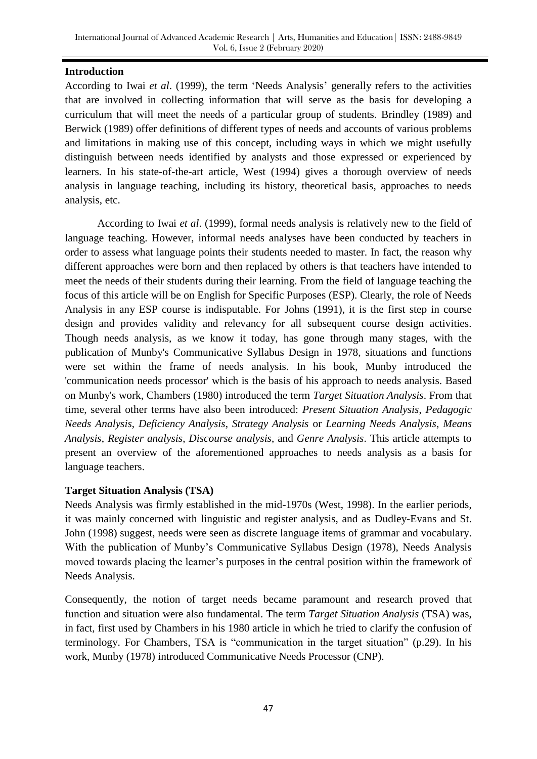## Introduction

According to Iwai *et al*. (1999), the term 'Needs Analysis' generally refers to the activities that are involved in collecting information that will serve as the basis for developing a curriculum that will meet the needs of a particular group of students. Brindley (1989) and Berwick (1989) offer definitions of different types of needs and accounts of various problems and limitations in making use of this concept, including ways in which we might usefully distinguish between needs identified by analysts and those expressed or experienced by learners. In his state-of-the-art article, West (1994) gives a thorough overview of needs analysis in language teaching, including its history, theoretical basis, approaches to needs analysis, etc.

According to Iwai *et al*. (1999), formal needs analysis is relatively new to the field of language teaching. However, informal needs analyses have been conducted by teachers in order to assess what language points their students needed to master. In fact, the reason why different approaches were born and then replaced by others is that teachers have intended to meet the needs of their students during their learning. From the field of language teaching the focus of this article will be on English for Specific Purposes (ESP). Clearly, the role of Needs Analysis in any ESP course is indisputable. For Johns (1991), it is the first step in course design and provides validity and relevancy for all subsequent course design activities. Though needs analysis, as we know it today, has gone through many stages, with the publication of Munby's Communicative Syllabus Design in 1978, situations and functions were set within the frame of needs analysis. In his book, Munby introduced the 'communication needs processor' which is the basis of his approach to needs analysis. Based on Munby's work, Chambers (1980) introduced the term *Target Situation Analysis*. From that time, several other terms have also been introduced: *Present Situation Analysis*, *Pedagogic Needs Analysis*, *Deficiency Analysis*, *Strategy Analysis* or *Learning Needs Analysis*, *Means Analysis*, *Register analysis*, *Discourse analysis*, and *Genre Analysis*. This article attempts to present an overview of the aforementioned approaches to needs analysis as a basis for language teachers.

## Target Situation Analysis (TSA)

Needs Analysis was firmly established in the mid-1970s (West, 1998). In the earlier periods, it was mainly concerned with linguistic and register analysis, and as Dudley-Evans and St. John (1998) suggest, needs were seen as discrete language items of grammar and vocabulary. With the publication of Munby's Communicative Syllabus Design (1978), Needs Analysis moved towards placing the learner's purposes in the central position within the framework of Needs Analysis.

Consequently, the notion of target needs became paramount and research proved that function and situation were also fundamental. The term *Target Situation Analysis* (TSA) was, in fact, first used by Chambers in his 1980 article in which he tried to clarify the confusion of terminology. For Chambers, TSA is "communication in the target situation" (p.29). In his work, Munby (1978) introduced Communicative Needs Processor (CNP).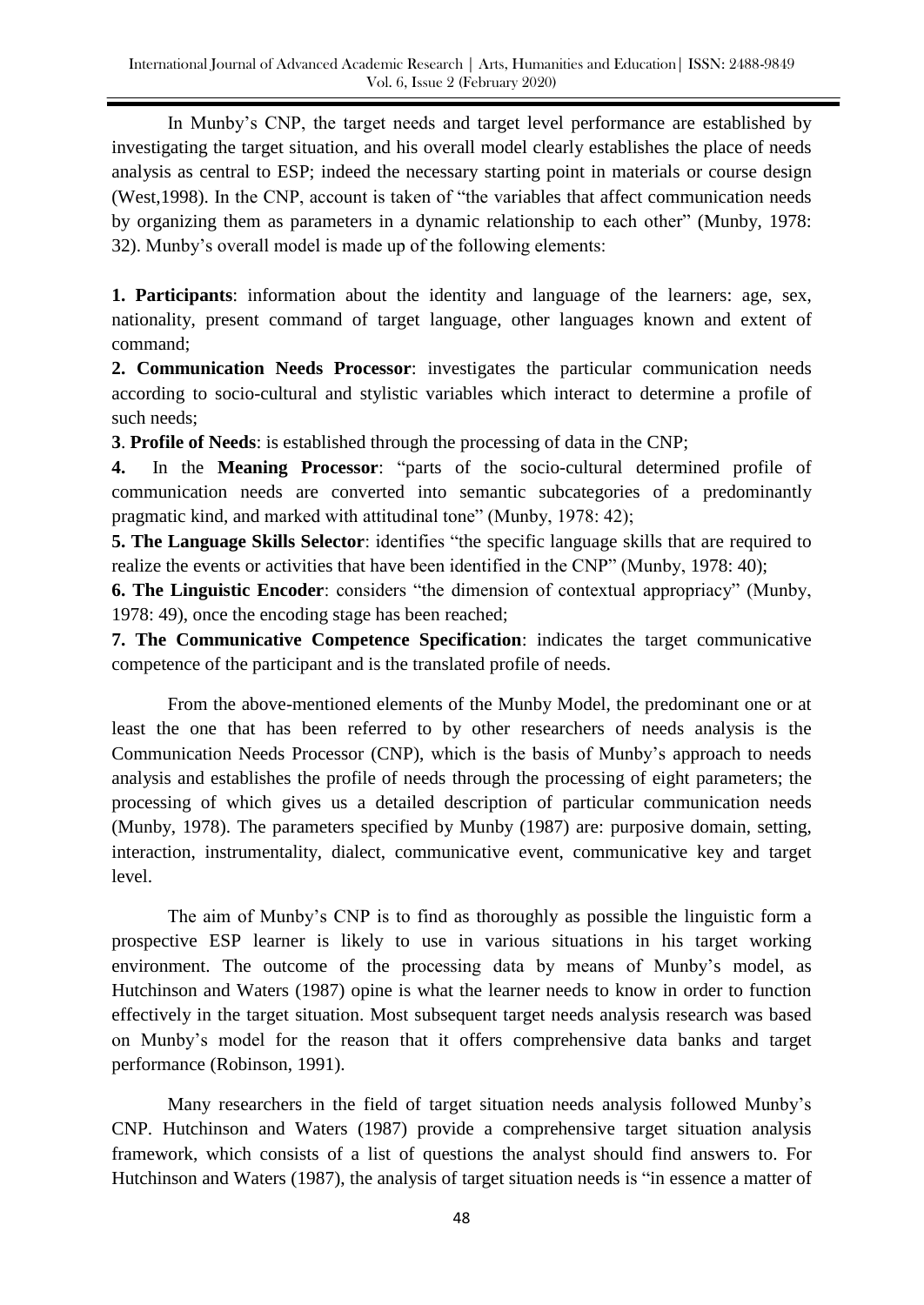In Munby's CNP, the target needs and target level performance are established by investigating the target situation, and his overall model clearly establishes the place of needs analysis as central to ESP; indeed the necessary starting point in materials or course design (West,1998). In the CNP, account is taken of "the variables that affect communication needs by organizing them as parameters in a dynamic relationship to each other" (Munby, 1978: 32). Munby's overall model is made up of the following elements:

**1. Participants**: information about the identity and language of the learners: age, sex, nationality, present command of target language, other languages known and extent of command;

**2. Communication Needs Processor**: investigates the particular communication needs according to socio-cultural and stylistic variables which interact to determine a profile of such needs;

**3**. **Profile of Needs**: is established through the processing of data in the CNP;

**4.** In the **Meaning Processor**: "parts of the socio-cultural determined profile of communication needs are converted into semantic subcategories of a predominantly pragmatic kind, and marked with attitudinal tone" (Munby, 1978: 42);

**5. The Language Skills Selector**: identifies "the specific language skills that are required to realize the events or activities that have been identified in the CNP" (Munby, 1978: 40);

**6. The Linguistic Encoder**: considers "the dimension of contextual appropriacy" (Munby, 1978: 49), once the encoding stage has been reached;

**7. The Communicative Competence Specification**: indicates the target communicative competence of the participant and is the translated profile of needs.

From the above-mentioned elements of the Munby Model, the predominant one or at least the one that has been referred to by other researchers of needs analysis is the Communication Needs Processor (CNP), which is the basis of Munby's approach to needs analysis and establishes the profile of needs through the processing of eight parameters; the processing of which gives us a detailed description of particular communication needs (Munby, 1978). The parameters specified by Munby (1987) are: purposive domain, setting, interaction, instrumentality, dialect, communicative event, communicative key and target level.

The aim of Munby's CNP is to find as thoroughly as possible the linguistic form a prospective ESP learner is likely to use in various situations in his target working environment. The outcome of the processing data by means of Munby's model, as Hutchinson and Waters (1987) opine is what the learner needs to know in order to function effectively in the target situation. Most subsequent target needs analysis research was based on Munby's model for the reason that it offers comprehensive data banks and target performance (Robinson, 1991).

Many researchers in the field of target situation needs analysis followed Munby's CNP. Hutchinson and Waters (1987) provide a comprehensive target situation analysis framework, which consists of a list of questions the analyst should find answers to. For Hutchinson and Waters (1987), the analysis of target situation needs is "in essence a matter of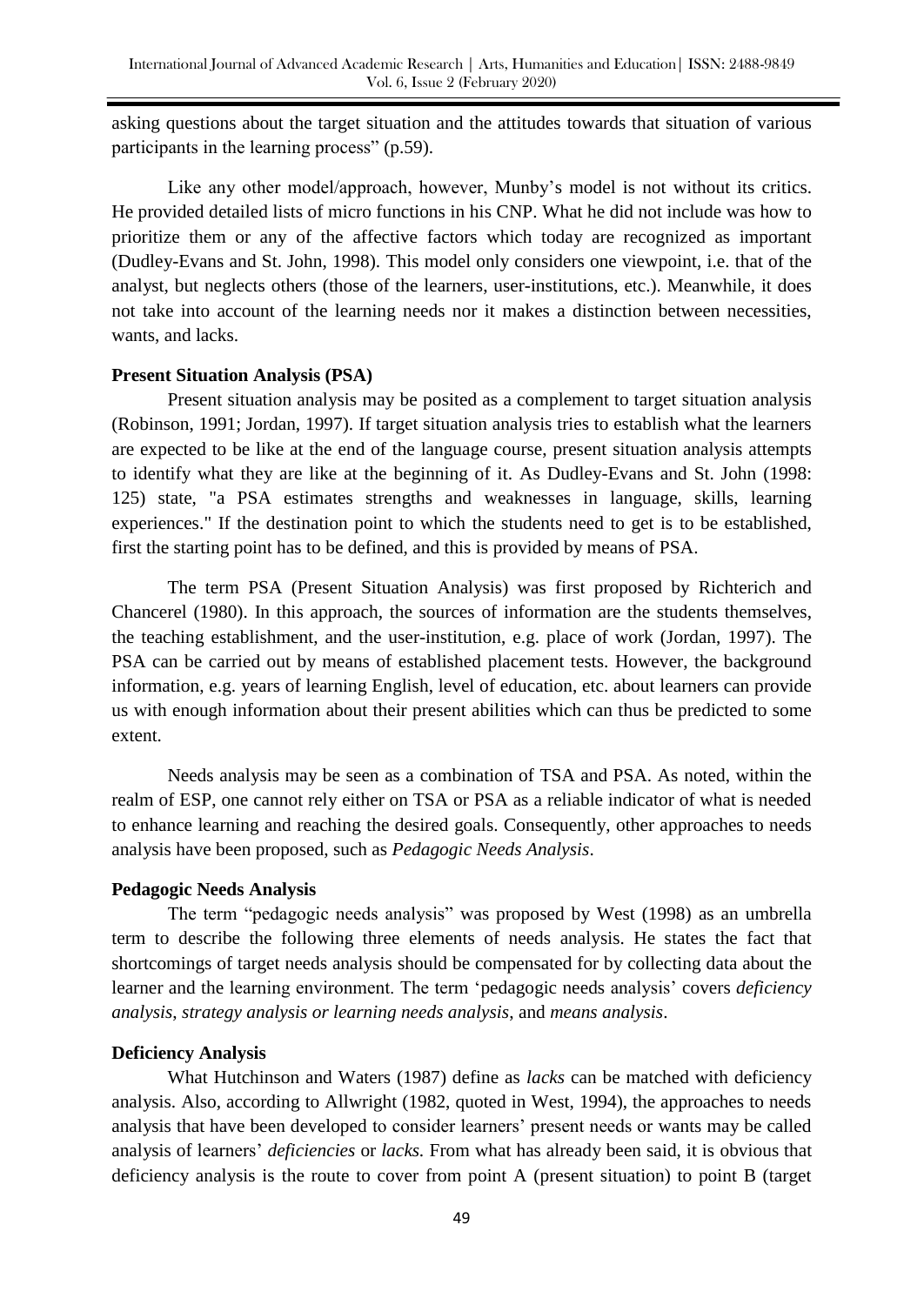asking questions about the target situation and the attitudes towards that situation of various participants in the learning process" (p.59).

Like any other model/approach, however, Munby's model is not without its critics. He provided detailed lists of micro functions in his CNP. What he did not include was how to prioritize them or any of the affective factors which today are recognized as important (Dudley-Evans and St. John, 1998). This model only considers one viewpoint, i.e. that of the analyst, but neglects others (those of the learners, user-institutions, etc.). Meanwhile, it does not take into account of the learning needs nor it makes a distinction between necessities, wants, and lacks.

**Present Situation Analysis (PSA)**

Present situation analysis may be posited as a complement to target situation analysis (Robinson, 1991; Jordan, 1997). If target situation analysis tries to establish what the learners are expected to be like at the end of the language course, present situation analysis attempts to identify what they are like at the beginning of it. As Dudley-Evans and St. John (1998: 125) state, "a PSA estimates strengths and weaknesses in language, skills, learning experiences." If the destination point to which the students need to get is to be established, first the starting point has to be defined, and this is provided by means of PSA.

The term PSA (Present Situation Analysis) was first proposed by Richterich and Chancerel (1980). In this approach, the sources of information are the students themselves, the teaching establishment, and the user-institution, e.g. place of work (Jordan, 1997). The PSA can be carried out by means of established placement tests. However, the background information, e.g. years of learning English, level of education, etc. about learners can provide us with enough information about their present abilities which can thus be predicted to some extent.

Needs analysis may be seen as a combination of TSA and PSA. As noted, within the realm of ESP, one cannot rely either on TSA or PSA as a reliable indicator of what is needed to enhance learning and reaching the desired goals. Consequently, other approaches to needs analysis have been proposed, such as *Pedagogic Needs Analysis*.

**Pedagogic Needs Analysis**

The term "pedagogic needs analysis" was proposed by West (1998) as an umbrella term to describe the following three elements of needs analysis. He states the fact that shortcomings of target needs analysis should be compensated for by collecting data about the learner and the learning environment. The term 'pedagogic needs analysis' covers *deficiency analysis*, *strategy analysis or learning needs analysis*, and *means analysis*.

**Deficiency Analysis**

What Hutchinson and Waters (1987) define as *lacks* can be matched with deficiency analysis. Also, according to Allwright (1982, quoted in West, 1994), the approaches to needs analysis that have been developed to consider learners' present needs or wants may be called analysis of learners' *deficiencies* or *lacks*. From what has already been said, it is obvious that deficiency analysis is the route to cover from point A (present situation) to point B (target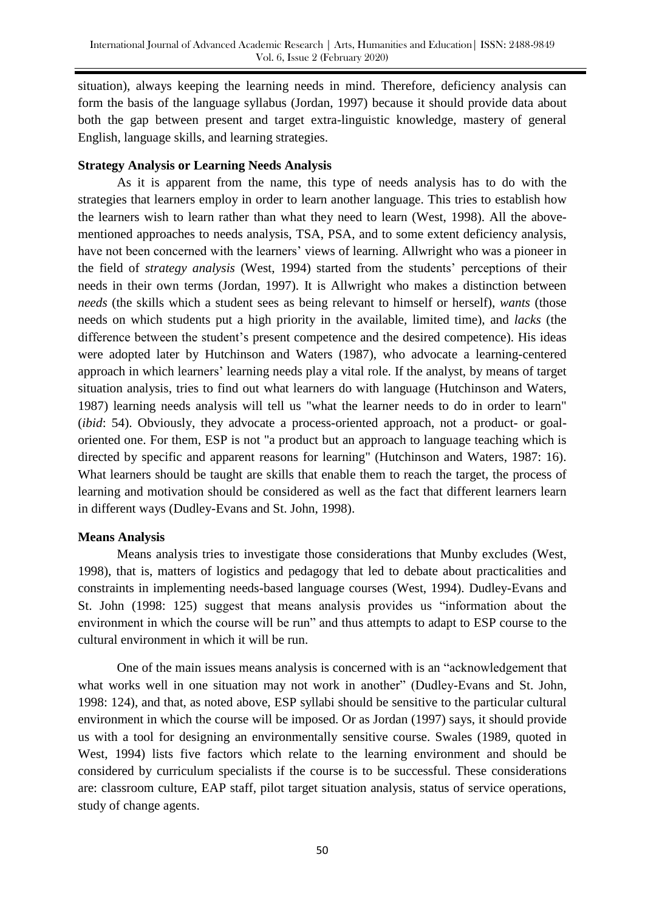situation), always keeping the learning needs in mind. Therefore, deficiency analysis can form the basis of the language syllabus (Jordan, 1997) because it should provide data about both the gap between present and target extra-linguistic knowledge, mastery of general English, language skills, and learning strategies.

**Strategy Analysis or Learning Needs Analysis**

As it is apparent from the name, this type of needs analysis has to do with the strategies that learners employ in order to learn another language. This tries to establish how the learners wish to learn rather than what they need to learn (West, 1998). All the above-mentioned approaches to needs analysis, TSA, PSA, and to some extent deficiency analysis, have not been concerned with the learners' views of learning. Allwright who was a pioneer in the field of *strategy analysis* (West, 1994) started from the students' perceptions of their needs in their own terms (Jordan, 1997). It is Allwright who makes a distinction between *needs* (the skills which a student sees as being relevant to himself or herself), *wants* (those needs on which students put a high priority in the available, limited time), and *lacks* (the difference between the student's present competence and the desired competence). His ideas were adopted later by Hutchinson and Waters (1987), who advocate a learning-centered approach in which learners' learning needs play a vital role. If the analyst, by means of target situation analysis, tries to find out what learners do with language (Hutchinson and Waters, 1987) learning needs analysis will tell us "what the learner needs to do in order to learn" (*ibid*: 54). Obviously, they advocate a process-oriented approach, not a product- or goal-oriented one. For them, ESP is not "a product but an approach to language teaching which is directed by specific and apparent reasons for learning" (Hutchinson and Waters, 1987: 16). What learners should be taught are skills that enable them to reach the target, the process of learning and motivation should be considered as well as the fact that different learners learn in different ways (Dudley-Evans and St. John, 1998).

**Means Analysis**

Means analysis tries to investigate those considerations that Munby excludes (West, 1998), that is, matters of logistics and pedagogy that led to debate about practicalities and constraints in implementing needs-based language courses (West, 1994). Dudley-Evans and St. John (1998: 125) suggest that means analysis provides us "information about the environment in which the course will be run" and thus attempts to adapt to ESP course to the cultural environment in which it will be run.

One of the main issues means analysis is concerned with is an "acknowledgement that what works well in one situation may not work in another" (Dudley-Evans and St. John, 1998: 124), and that, as noted above, ESP syllabi should be sensitive to the particular cultural environment in which the course will be imposed. Or as Jordan (1997) says, it should provide us with a tool for designing an environmentally sensitive course. Swales (1989, quoted in West, 1994) lists five factors which relate to the learning environment and should be considered by curriculum specialists if the course is to be successful. These considerations are: classroom culture, EAP staff, pilot target situation analysis, status of service operations, study of change agents.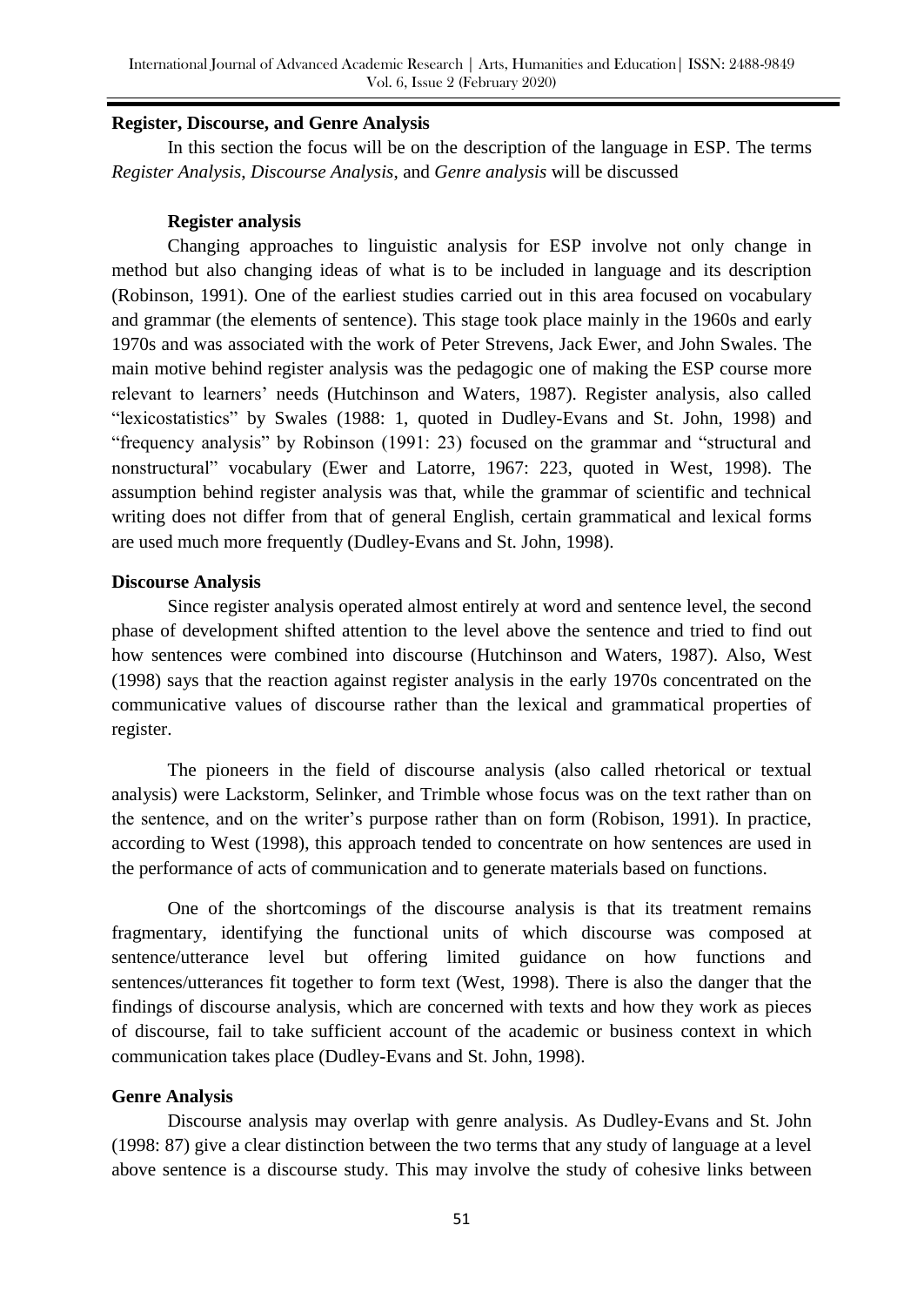## Register, Discourse, and Genre Analysis

In this section the focus will be on the description of the language in ESP. The terms *Register Analysis*, *Discourse Analysis*, and *Genre analysis* will be discussed

### Register analysis

Changing approaches to linguistic analysis for ESP involve not only change in method but also changing ideas of what is to be included in language and its description (Robinson, 1991). One of the earliest studies carried out in this area focused on vocabulary and grammar (the elements of sentence). This stage took place mainly in the 1960s and early 1970s and was associated with the work of Peter Strevens, Jack Ewer, and John Swales. The main motive behind register analysis was the pedagogic one of making the ESP course more relevant to learners' needs (Hutchinson and Waters, 1987). Register analysis, also called "lexicostatistics" by Swales (1988: 1, quoted in Dudley-Evans and St. John, 1998) and "frequency analysis" by Robinson (1991: 23) focused on the grammar and "structural and nonstructural" vocabulary (Ewer and Latorre, 1967: 223, quoted in West, 1998). The assumption behind register analysis was that, while the grammar of scientific and technical writing does not differ from that of general English, certain grammatical and lexical forms are used much more frequently (Dudley-Evans and St. John, 1998).

### Discourse Analysis

Since register analysis operated almost entirely at word and sentence level, the second phase of development shifted attention to the level above the sentence and tried to find out how sentences were combined into discourse (Hutchinson and Waters, 1987). Also, West (1998) says that the reaction against register analysis in the early 1970s concentrated on the communicative values of discourse rather than the lexical and grammatical properties of register.

The pioneers in the field of discourse analysis (also called rhetorical or textual analysis) were Lackstorm, Selinker, and Trimble whose focus was on the text rather than on the sentence, and on the writer's purpose rather than on form (Robison, 1991). In practice, according to West (1998), this approach tended to concentrate on how sentences are used in the performance of acts of communication and to generate materials based on functions.

One of the shortcomings of the discourse analysis is that its treatment remains fragmentary, identifying the functional units of which discourse was composed at sentence/utterance level but offering limited guidance on how functions and sentences/utterances fit together to form text (West, 1998). There is also the danger that the findings of discourse analysis, which are concerned with texts and how they work as pieces of discourse, fail to take sufficient account of the academic or business context in which communication takes place (Dudley-Evans and St. John, 1998).

### Genre Analysis

Discourse analysis may overlap with genre analysis. As Dudley-Evans and St. John (1998: 87) give a clear distinction between the two terms that any study of language at a level above sentence is a discourse study. This may involve the study of cohesive links between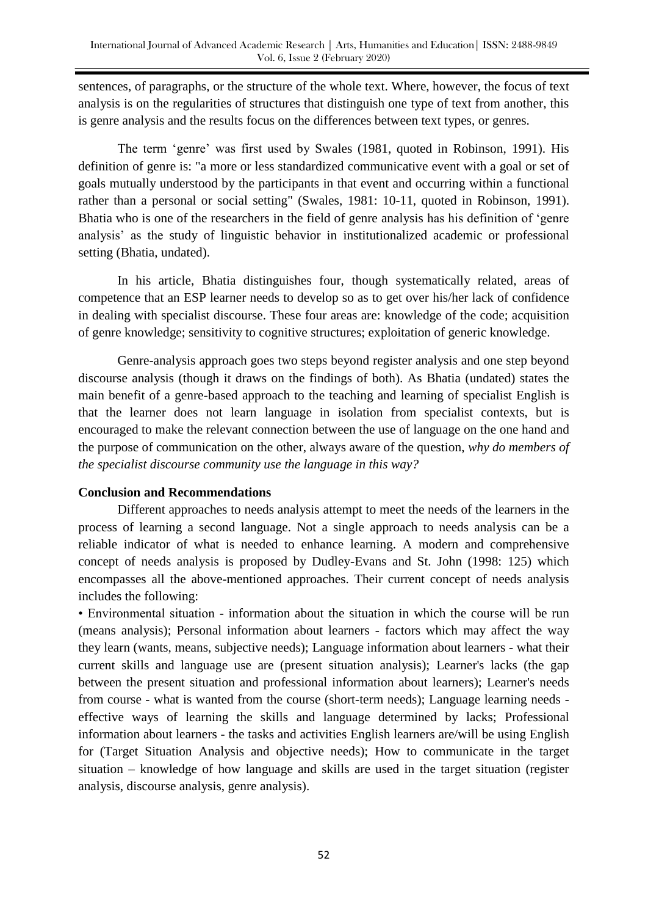sentences, of paragraphs, or the structure of the whole text. Where, however, the focus of text analysis is on the regularities of structures that distinguish one type of text from another, this is genre analysis and the results focus on the differences between text types, or genres.

The term 'genre' was first used by Swales (1981, quoted in Robinson, 1991). His definition of genre is: "a more or less standardized communicative event with a goal or set of goals mutually understood by the participants in that event and occurring within a functional rather than a personal or social setting" (Swales, 1981: 10-11, quoted in Robinson, 1991). Bhatia who is one of the researchers in the field of genre analysis has his definition of 'genre analysis' as the study of linguistic behavior in institutionalized academic or professional setting (Bhatia, undated).

In his article, Bhatia distinguishes four, though systematically related, areas of competence that an ESP learner needs to develop so as to get over his/her lack of confidence in dealing with specialist discourse. These four areas are: knowledge of the code; acquisition of genre knowledge; sensitivity to cognitive structures; exploitation of generic knowledge.

Genre-analysis approach goes two steps beyond register analysis and one step beyond discourse analysis (though it draws on the findings of both). As Bhatia (undated) states the main benefit of a genre-based approach to the teaching and learning of specialist English is that the learner does not learn language in isolation from specialist contexts, but is encouraged to make the relevant connection between the use of language on the one hand and the purpose of communication on the other, always aware of the question, *why do members of the specialist discourse community use the language in this way?*

**Conclusion and Recommendations**

Different approaches to needs analysis attempt to meet the needs of the learners in the process of learning a second language. Not a single approach to needs analysis can be a reliable indicator of what is needed to enhance learning. A modern and comprehensive concept of needs analysis is proposed by Dudley-Evans and St. John (1998: 125) which encompasses all the above-mentioned approaches. Their current concept of needs analysis includes the following:

• Environmental situation - information about the situation in which the course will be run (means analysis); Personal information about learners - factors which may affect the way they learn (wants, means, subjective needs); Language information about learners - what their current skills and language use are (present situation analysis); Learner's lacks (the gap between the present situation and professional information about learners); Learner's needs from course - what is wanted from the course (short-term needs); Language learning needs - effective ways of learning the skills and language determined by lacks; Professional information about learners - the tasks and activities English learners are/will be using English for (Target Situation Analysis and objective needs); How to communicate in the target situation – knowledge of how language and skills are used in the target situation (register analysis, discourse analysis, genre analysis).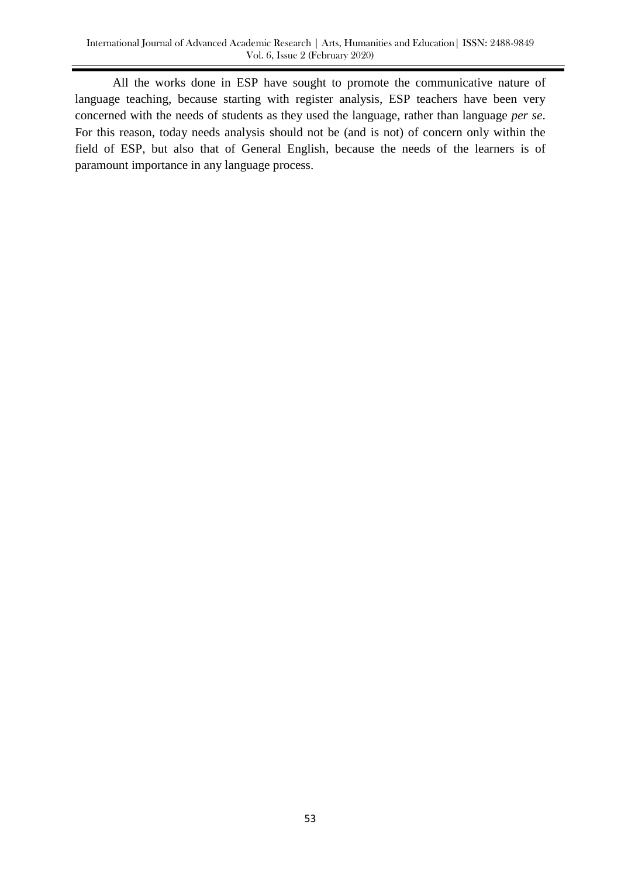All the works done in ESP have sought to promote the communicative nature of language teaching, because starting with register analysis, ESP teachers have been very concerned with the needs of students as they used the language, rather than language *per se*. For this reason, today needs analysis should not be (and is not) of concern only within the field of ESP, but also that of General English, because the needs of the learners is of paramount importance in any language process.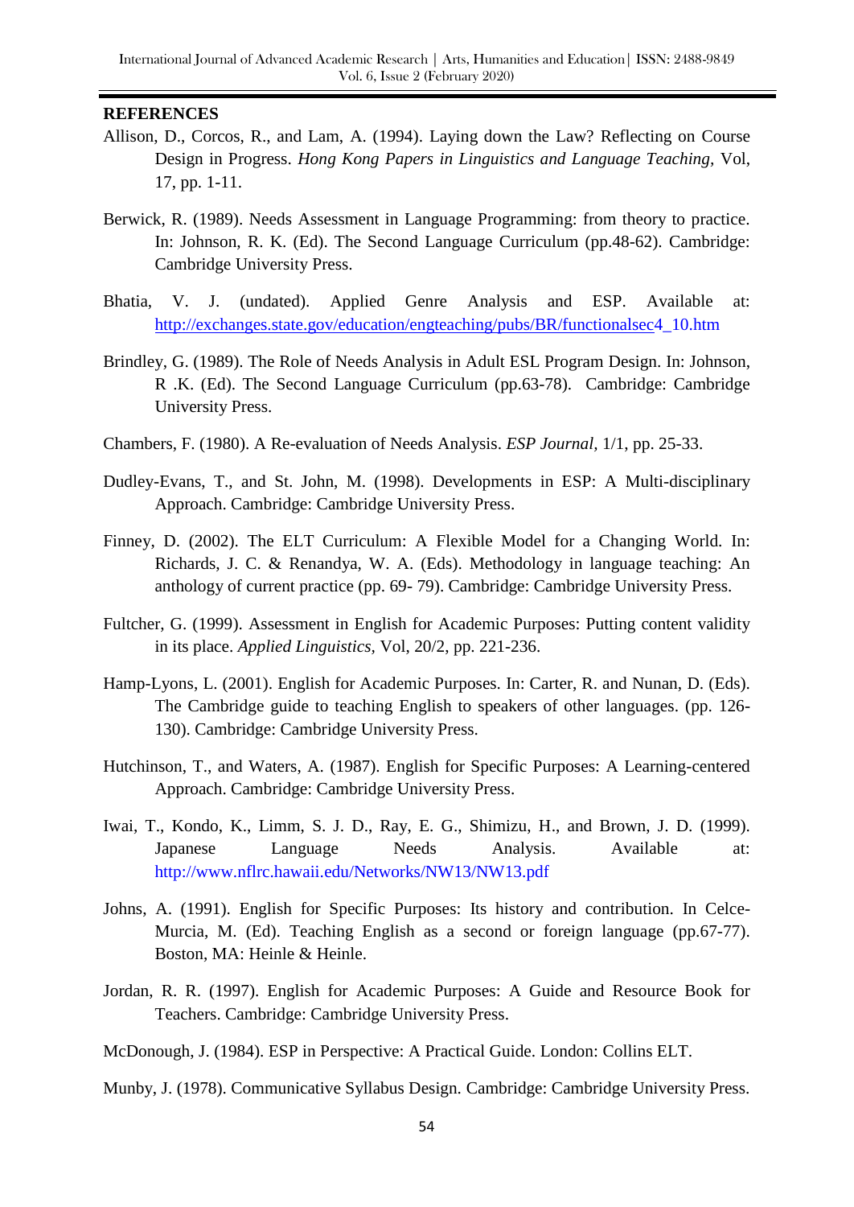## REFERENCES

Allison, D., Corcos, R., and Lam, A. (1994). Laying down the Law? Reflecting on Course Design in Progress. *Hong Kong Papers in Linguistics and Language Teaching*, Vol, 17, pp. 1-11.

Berwick, R. (1989). Needs Assessment in Language Programming: from theory to practice. In: Johnson, R. K. (Ed). The Second Language Curriculum (pp.48-62). Cambridge: Cambridge University Press.

Bhatia, V. J. (undated). Applied Genre Analysis and ESP. Available at: http://exchanges.state.gov/education/engteaching/pubs/BR/functionalsec4_10.htm

Brindley, G. (1989). The Role of Needs Analysis in Adult ESL Program Design. In: Johnson, R .K. (Ed). The Second Language Curriculum (pp.63-78). Cambridge: Cambridge University Press.

Chambers, F. (1980). A Re-evaluation of Needs Analysis. *ESP Journal*, 1/1, pp. 25-33.

Dudley-Evans, T., and St. John, M. (1998). Developments in ESP: A Multi-disciplinary Approach. Cambridge: Cambridge University Press.

Finney, D. (2002). The ELT Curriculum: A Flexible Model for a Changing World. In: Richards, J. C. & Renandya, W. A. (Eds). Methodology in language teaching: An anthology of current practice (pp. 69- 79). Cambridge: Cambridge University Press.

Fultcher, G. (1999). Assessment in English for Academic Purposes: Putting content validity in its place. *Applied Linguistics*, Vol, 20/2, pp. 221-236.

Hamp-Lyons, L. (2001). English for Academic Purposes. In: Carter, R. and Nunan, D. (Eds). The Cambridge guide to teaching English to speakers of other languages. (pp. 126-130). Cambridge: Cambridge University Press.

Hutchinson, T., and Waters, A. (1987). English for Specific Purposes: A Learning-centered Approach. Cambridge: Cambridge University Press.

Iwai, T., Kondo, K., Limm, S. J. D., Ray, E. G., Shimizu, H., and Brown, J. D. (1999). Japanese Language Needs Analysis. Available at: http://www.nflrc.hawaii.edu/Networks/NW13/NW13.pdf

Johns, A. (1991). English for Specific Purposes: Its history and contribution. In Celce-Murcia, M. (Ed). Teaching English as a second or foreign language (pp.67-77). Boston, MA: Heinle & Heinle.

Jordan, R. R. (1997). English for Academic Purposes: A Guide and Resource Book for Teachers. Cambridge: Cambridge University Press.

McDonough, J. (1984). ESP in Perspective: A Practical Guide. London: Collins ELT.

Munby, J. (1978). Communicative Syllabus Design. Cambridge: Cambridge University Press.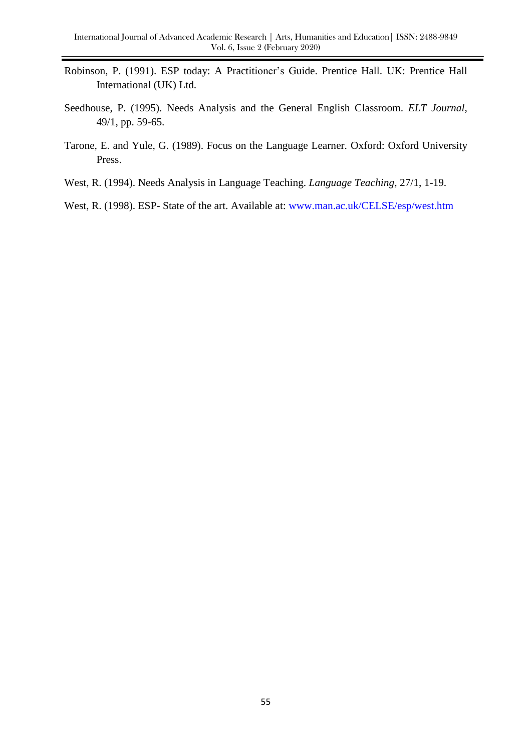Robinson, P. (1991). ESP today: A Practitioner's Guide. Prentice Hall. UK: Prentice Hall International (UK) Ltd.

Seedhouse, P. (1995). Needs Analysis and the General English Classroom. *ELT Journal*, 49/1, pp. 59-65.

Tarone, E. and Yule, G. (1989). Focus on the Language Learner. Oxford: Oxford University Press.

West, R. (1994). Needs Analysis in Language Teaching. *Language Teaching*, 27/1, 1-19.

West, R. (1998). ESP- State of the art. Available at: www.man.ac.uk/CELSE/esp/west.htm